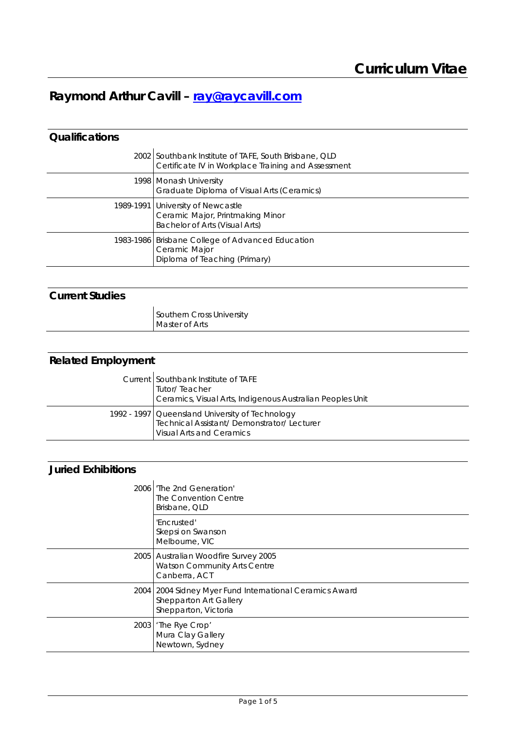# Curriculum Vitae

## Raymond Arthur Cavill – [ray@raycavill.com](mailto:ray@raycavill.com)

### Qualifications

| | |
|---|---|
| 2002 | Southbank Institute of TAFE, South Brisbane, QLD<br>Certificate IV in Workplace Training and Assessment |
| 1998 | Monash University<br>Graduate Diploma of Visual Arts (Ceramics) |
| 1989-1991 | University of Newcastle<br>Ceramic Major, Printmaking Minor<br>Bachelor of Arts (Visual Arts) |
| 1983-1986 | Brisbane College of Advanced Education<br>Ceramic Major<br>Diploma of Teaching (Primary) |

### Current Studies

| | |
|---|---|
| | Southern Cross University<br>Master of Arts |

### Related Employment

| | |
|---|---|
| Current | Southbank Institute of TAFE<br>Tutor/ Teacher<br>Ceramics, Visual Arts, Indigenous Australian Peoples Unit |
| 1992 - 1997 | Queensland University of Technology<br>Technical Assistant/ Demonstrator/ Lecturer<br>Visual Arts and Ceramics |

### Juried Exhibitions

| | |
|---|---|
| 2006 | 'The 2nd Generation'<br>The Convention Centre<br>Brisbane, QLD |
| | 'Encrusted'<br>Skepsi on Swanson<br>Melbourne, VIC |
| 2005 | Australian Woodfire Survey 2005<br>Watson Community Arts Centre<br>Canberra, ACT |
| 2004 | 2004 Sidney Myer Fund International Ceramics Award<br>Shepparton Art Gallery<br>Shepparton, Victoria |
| 2003 | 'The Rye Crop'<br>Mura Clay Gallery<br>Newtown, Sydney |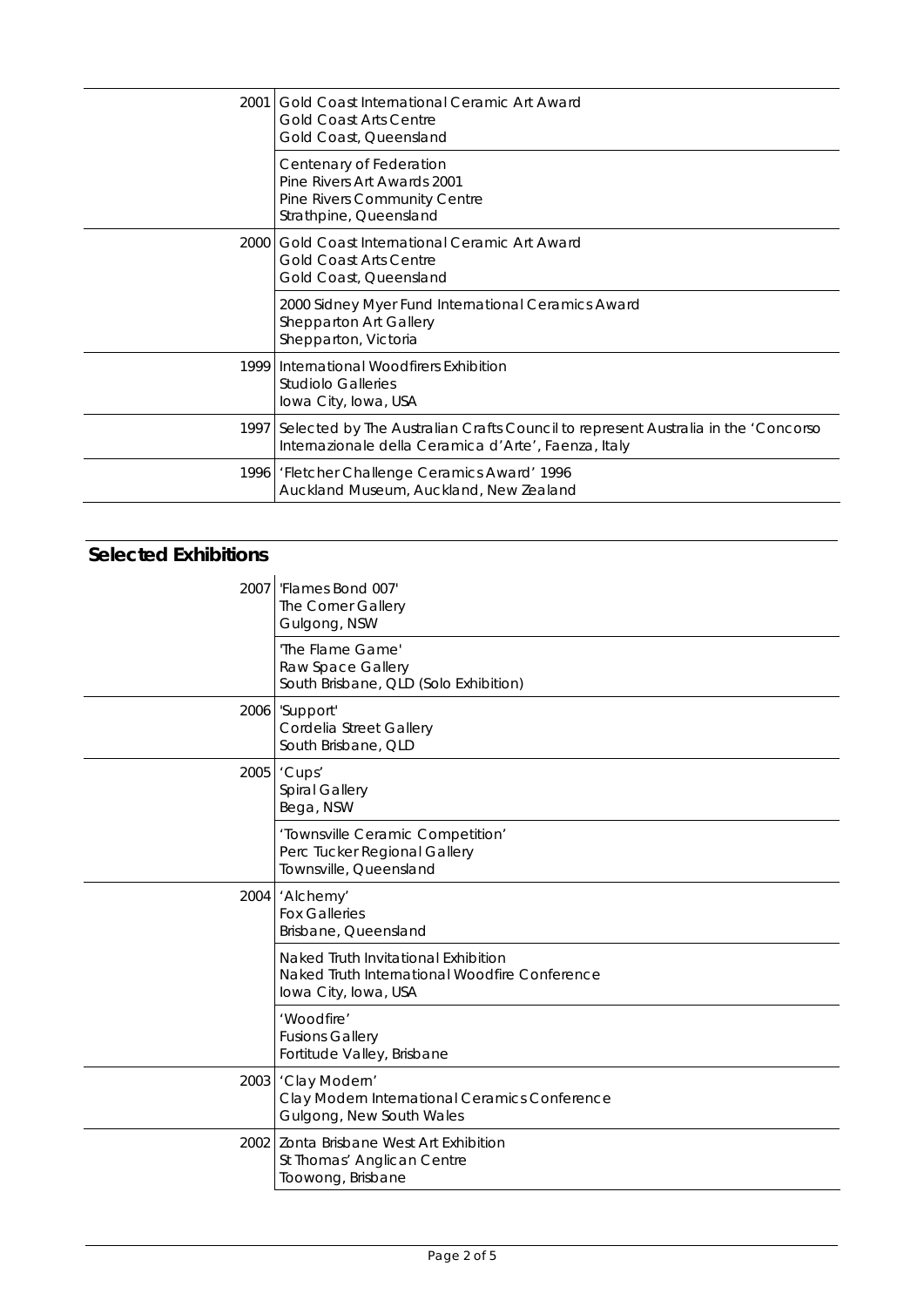| | |
|---|---|
| 2001 | Gold Coast International Ceramic Art Award<br>Gold Coast Arts Centre<br>Gold Coast, Queensland |
| | Centenary of Federation<br>Pine Rivers Art Awards 2001<br>Pine Rivers Community Centre<br>Strathpine, Queensland |
| 2000 | Gold Coast International Ceramic Art Award<br>Gold Coast Arts Centre<br>Gold Coast, Queensland |
| | 2000 Sidney Myer Fund International Ceramics Award<br>Shepparton Art Gallery<br>Shepparton, Victoria |
| 1999 | International Woodfirers Exhibition<br>Studiolo Galleries<br>Iowa City, Iowa, USA |
| 1997 | Selected by The Australian Crafts Council to represent Australia in the 'Concorso Internazionale della Ceramica d'Arte', Faenza, Italy |
| 1996 | 'Fletcher Challenge Ceramics Award' 1996<br>Auckland Museum, Auckland, New Zealand |

## Selected Exhibitions

| | |
|---|---|
| 2007 | 'Flames Bond 007'<br>The Corner Gallery<br>Gulgong, NSW |
| | 'The Flame Game'<br>Raw Space Gallery<br>South Brisbane, QLD (Solo Exhibition) |
| 2006 | 'Support'<br>Cordelia Street Gallery<br>South Brisbane, QLD |
| 2005 | 'Cups'<br>Spiral Gallery<br>Bega, NSW |
| | 'Townsville Ceramic Competition'<br>Perc Tucker Regional Gallery<br>Townsville, Queensland |
| 2004 | 'Alchemy'<br>Fox Galleries<br>Brisbane, Queensland |
| | Naked Truth Invitational Exhibition<br>Naked Truth International Woodfire Conference<br>Iowa City, Iowa, USA |
| | 'Woodfire'<br>Fusions Gallery<br>Fortitude Valley, Brisbane |
| 2003 | 'Clay Modern'<br>Clay Modern International Ceramics Conference<br>Gulgong, New South Wales |
| 2002 | Zonta Brisbane West Art Exhibition<br>St Thomas' Anglican Centre<br>Toowong, Brisbane |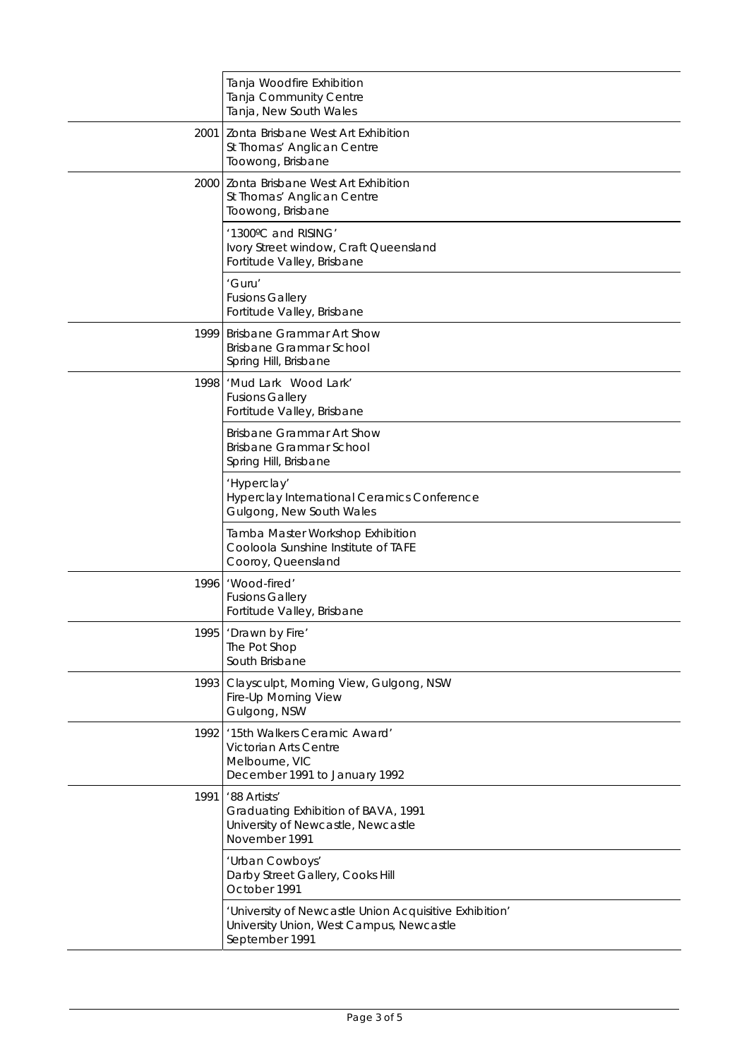| | |
|---|---|
| | Tanja Woodfire Exhibition<br>Tanja Community Centre<br>Tanja, New South Wales |
| 2001 | Zonta Brisbane West Art Exhibition<br>St Thomas' Anglican Centre<br>Toowong, Brisbane |
| 2000 | Zonta Brisbane West Art Exhibition<br>St Thomas' Anglican Centre<br>Toowong, Brisbane |
| | '1300ºC and RISING'<br>Ivory Street window, Craft Queensland<br>Fortitude Valley, Brisbane |
| | 'Guru'<br>Fusions Gallery<br>Fortitude Valley, Brisbane |
| 1999 | Brisbane Grammar Art Show<br>Brisbane Grammar School<br>Spring Hill, Brisbane |
| 1998 | 'Mud Lark Wood Lark'<br>Fusions Gallery<br>Fortitude Valley, Brisbane |
| | Brisbane Grammar Art Show<br>Brisbane Grammar School<br>Spring Hill, Brisbane |
| | 'Hyperclay'<br>Hyperclay International Ceramics Conference<br>Gulgong, New South Wales |
| | Tamba Master Workshop Exhibition<br>Cooloola Sunshine Institute of TAFE<br>Cooroy, Queensland |
| 1996 | 'Wood-fired'<br>Fusions Gallery<br>Fortitude Valley, Brisbane |
| 1995 | 'Drawn by Fire'<br>The Pot Shop<br>South Brisbane |
| 1993 | Claysculpt, Morning View, Gulgong, NSW<br>Fire-Up Morning View<br>Gulgong, NSW |
| 1992 | '15th Walkers Ceramic Award'<br>Victorian Arts Centre<br>Melbourne, VIC<br>December 1991 to January 1992 |
| 1991 | '88 Artists'<br>Graduating Exhibition of BAVA, 1991<br>University of Newcastle, Newcastle<br>November 1991 |
| | 'Urban Cowboys'<br>Darby Street Gallery, Cooks Hill<br>October 1991 |
| | 'University of Newcastle Union Acquisitive Exhibition'<br>University Union, West Campus, Newcastle<br>September 1991 |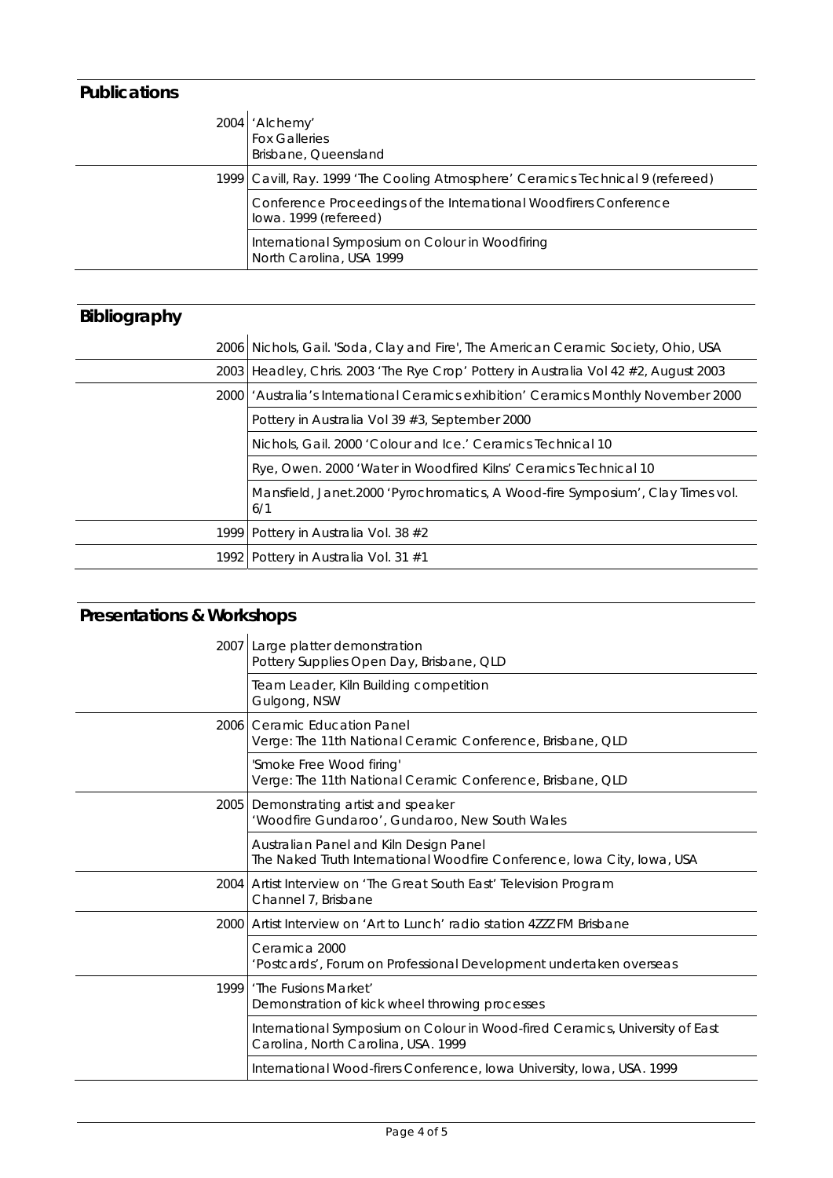## Publications

| | |
|---|---|
| 2004 | 'Alchemy'<br>Fox Galleries<br>Brisbane, Queensland |
| 1999 | Cavill, Ray. 1999 'The Cooling Atmosphere' Ceramics Technical 9 (refereed) |
| | Conference Proceedings of the International Woodfirers Conference<br>Iowa. 1999 (refereed) |
| | International Symposium on Colour in Woodfiring<br>North Carolina, USA 1999 |

## Bibliography

| | |
|---|---|
| 2006 | Nichols, Gail. 'Soda, Clay and Fire', The American Ceramic Society, Ohio, USA |
| 2003 | Headley, Chris. 2003 'The Rye Crop' Pottery in Australia Vol 42 #2, August 2003 |
| 2000 | 'Australia's International Ceramics exhibition' Ceramics Monthly November 2000 |
| | Pottery in Australia Vol 39 #3, September 2000 |
| | Nichols, Gail. 2000 'Colour and Ice.' Ceramics Technical 10 |
| | Rye, Owen. 2000 'Water in Woodfired Kilns' Ceramics Technical 10 |
| | Mansfield, Janet.2000 'Pyrochromatics, A Wood-fire Symposium', Clay Times vol. 6/1 |
| 1999 | Pottery in Australia Vol. 38 #2 |
| 1992 | Pottery in Australia Vol. 31 #1 |

## Presentations & Workshops

| | |
|---|---|
| 2007 | Large platter demonstration<br>Pottery Supplies Open Day, Brisbane, QLD |
| | Team Leader, Kiln Building competition<br>Gulgong, NSW |
| 2006 | Ceramic Education Panel<br>Verge: The 11th National Ceramic Conference, Brisbane, QLD |
| | 'Smoke Free Wood firing'<br>Verge: The 11th National Ceramic Conference, Brisbane, QLD |
| 2005 | Demonstrating artist and speaker<br>'Woodfire Gundaroo', Gundaroo, New South Wales |
| | Australian Panel and Kiln Design Panel<br>The Naked Truth International Woodfire Conference, Iowa City, Iowa, USA |
| 2004 | Artist Interview on 'The Great South East' Television Program<br>Channel 7, Brisbane |
| 2000 | Artist Interview on 'Art to Lunch' radio station 4ZZZ FM Brisbane |
| | Ceramica 2000<br>'Postcards', Forum on Professional Development undertaken overseas |
| 1999 | 'The Fusions Market'<br>Demonstration of kick wheel throwing processes |
| | International Symposium on Colour in Wood-fired Ceramics, University of East Carolina, North Carolina, USA. 1999 |
| | International Wood-firers Conference, Iowa University, Iowa, USA. 1999 |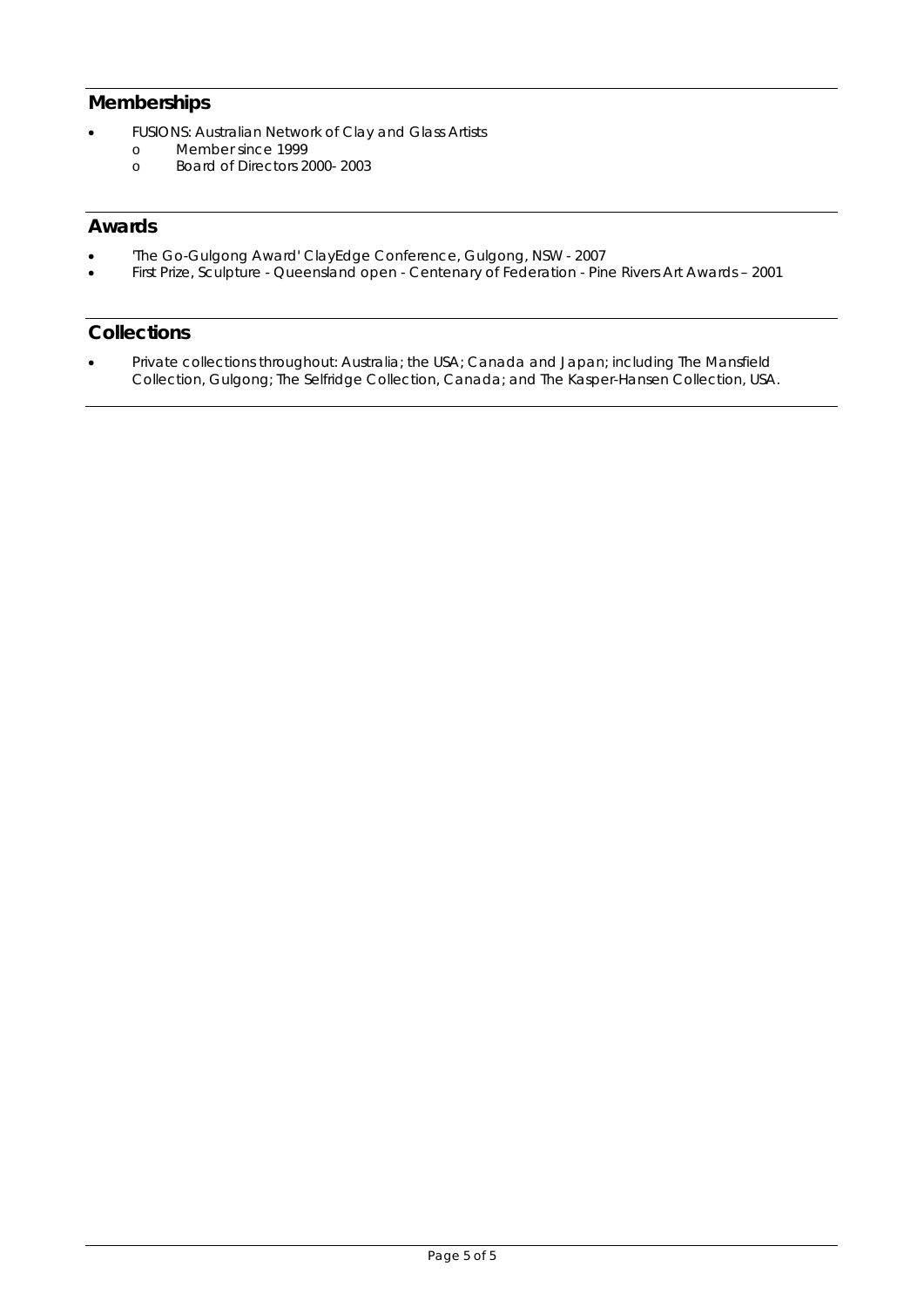## Memberships

- *FUSIONS: Australian Network of Clay and Glass Artists*
  - *Member since 1999*
  - *Board of Directors 2000- 2003*

## Awards

- *'The Go-Gulgong Award' ClayEdge Conference, Gulgong, NSW - 2007*
- *First Prize, Sculpture - Queensland open - Centenary of Federation - Pine Rivers Art Awards – 2001*

## Collections

- *Private collections throughout: Australia; the USA; Canada and Japan; including The Mansfield Collection, Gulgong; The Selfridge Collection, Canada; and The Kasper-Hansen Collection, USA.*